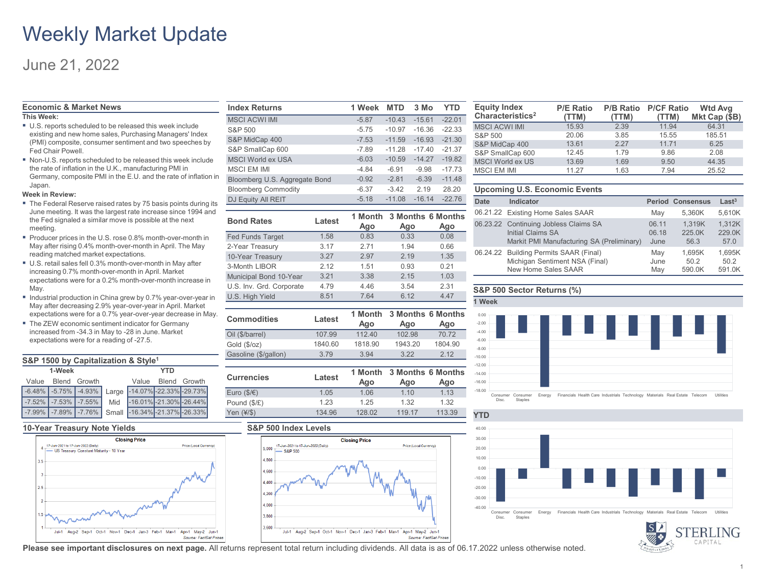# Weekly Market Update

## June 21, 2022

### Economic & Market News

**This Week:**

- U.S. reports scheduled to be released this week include existing and new home sales, Purchasing Managers' Index (PMI) composite, consumer sentiment and two speeches by Fed Chair Powell.
- Non-U.S. reports scheduled to be released this week include the rate of inflation in the U.K., manufacturing PMI in Germany, composite PMI in the E.U. and the rate of inflation in Japan.

**Week in Review:**

- The Federal Reserve raised rates by 75 basis points during its June meeting. It was the largest rate increase since 1994 and the Fed signaled a similar move is possible at the next meeting.
- Producer prices in the U.S. rose 0.8% month-over-month in May after rising 0.4% month-over-month in April. The May reading matched market expectations.
- U.S. retail sales fell 0.3% month-over-month in May after increasing 0.7% month-over-month in April. Market expectations were for a 0.2% month-over-month increase in May.
- Industrial production in China grew by 0.7% year-over-year in May after decreasing 2.9% year-over-year in April. Market expectations were for a 0.7% year-over-year decrease in May.
- The ZEW economic sentiment indicator for Germany increased from -34.3 in May to -28 in June. Market expectations were for a reading of -27.5.

### S&P 1500 by Capitalization & Style[1]

| 1-Week Value | 1-Week Blend | 1-Week Growth | | YTD Value | YTD Blend | YTD Growth |
|---|---|---|---|---|---|---|
| -6.48% | -5.75% | -4.93% | Large | -14.07% | -22.33% | -29.73% |
| -7.52% | -7.53% | -7.55% | Mid | -16.01% | -21.30% | -26.44% |
| -7.99% | -7.89% | -7.76% | Small | -16.34% | -21.37% | -26.33% |

### Index Returns

| Index Returns | 1 Week | MTD | 3 Mo | YTD |
|---|---|---|---|---|
| MSCI ACWI IMI | -5.87 | -10.43 | -15.61 | -22.01 |
| S&P 500 | -5.75 | -10.97 | -16.36 | -22.33 |
| S&P MidCap 400 | -7.53 | -11.59 | -16.93 | -21.30 |
| S&P SmallCap 600 | -7.89 | -11.28 | -17.40 | -21.37 |
| MSCI World ex USA | -6.03 | -10.59 | -14.27 | -19.82 |
| MSCI EM IMI | -4.84 | -6.91 | -9.98 | -17.73 |
| Bloomberg U.S. Aggregate Bond | -0.92 | -2.81 | -6.39 | -11.48 |
| Bloomberg Commodity | -6.37 | -3.42 | 2.19 | 28.20 |
| DJ Equity All REIT | -5.18 | -11.08 | -16.14 | -22.76 |

### Bond Rates

| Bond Rates | Latest | 1 Month Ago | 3 Months Ago | 6 Months Ago |
|---|---|---|---|---|
| Fed Funds Target | 1.58 | 0.83 | 0.33 | 0.08 |
| 2-Year Treasury | 3.17 | 2.71 | 1.94 | 0.66 |
| 10-Year Treasury | 3.27 | 2.97 | 2.19 | 1.35 |
| 3-Month LIBOR | 2.12 | 1.51 | 0.93 | 0.21 |
| Municipal Bond 10-Year | 3.21 | 3.38 | 2.15 | 1.03 |
| U.S. Inv. Grd. Corporate | 4.79 | 4.46 | 3.54 | 2.31 |
| U.S. High Yield | 8.51 | 7.64 | 6.12 | 4.47 |

### Commodities

| Commodities | Latest | 1 Month Ago | 3 Months Ago | 6 Months Ago |
|---|---|---|---|---|
| Oil ($/barrel) | 107.99 | 112.40 | 102.98 | 70.72 |
| Gold ($/oz) | 1840.60 | 1818.90 | 1943.20 | 1804.90 |
| Gasoline ($/gallon) | 3.79 | 3.94 | 3.22 | 2.12 |

### Currencies

| Currencies | Latest | 1 Month Ago | 3 Months Ago | 6 Months Ago |
|---|---|---|---|---|
| Euro ($/€) | 1.05 | 1.06 | 1.10 | 1.13 |
| Pound ($/£) | 1.23 | 1.25 | 1.32 | 1.32 |
| Yen (¥/$) | 134.96 | 128.02 | 119.17 | 113.39 |

### Equity Index Characteristics[2]

| Equity Index Characteristics | P/E Ratio (TTM) | P/B Ratio (TTM) | P/CF Ratio (TTM) | Wtd Avg Mkt Cap ($B) |
|---|---|---|---|---|
| MSCI ACWI IMI | 15.93 | 2.39 | 11.94 | 64.31 |
| S&P 500 | 20.06 | 3.85 | 15.55 | 185.51 |
| S&P MidCap 400 | 13.61 | 2.27 | 11.71 | 6.25 |
| S&P SmallCap 600 | 12.45 | 1.79 | 9.86 | 2.08 |
| MSCI World ex US | 13.69 | 1.69 | 9.50 | 44.35 |
| MSCI EM IMI | 11.27 | 1.63 | 7.94 | 25.52 |

### Upcoming U.S. Economic Events

| Date | Indicator | Period | Consensus | Last[3] |
|---|---|---|---|---|
| 06.21.22 | Existing Home Sales SAAR | May | 5,360K | 5,610K |
| 06.23.22 | Continuing Jobless Claims SA | 06.11 | 1,319K | 1,312K |
| | Initial Claims SA | 06.18 | 225.0K | 229.0K |
| | Markit PMI Manufacturing SA (Preliminary) | June | 56.3 | 57.0 |
| 06.24.22 | Building Permits SAAR (Final) | May | 1,695K | 1,695K |
| | Michigan Sentiment NSA (Final) | June | 50.2 | 50.2 |
| | New Home Sales SAAR | May | 590.0K | 591.0K |

### 10-Year Treasury Note Yields

Closing Price
17-Jun-2021 to 17-Jun-2022 (Daily) — US Treasury Constant Maturity - 10 Year — Price (Local Currency)
Source: FactSet Prices

### S&P 500 Index Levels

Closing Price
17-Jun-2021 to 17-Jun-2022 (Daily) — S&P 500 — Price (Local Currency)
Source: FactSet Prices

### S&P 500 Sector Returns (%)

**1 Week**

Consumer Disc., Consumer Staples, Energy, Financials, Health Care, Industrials, Technology, Materials, Real Estate, Telecom, Utilities

**YTD**

Consumer Disc., Consumer Staples, Energy, Financials, Health Care, Industrials, Technology, Materials, Real Estate, Telecom, Utilities

**Please see important disclosures on next page.** All returns represent total return including dividends. All data is as of 06.17.2022 unless otherwise noted.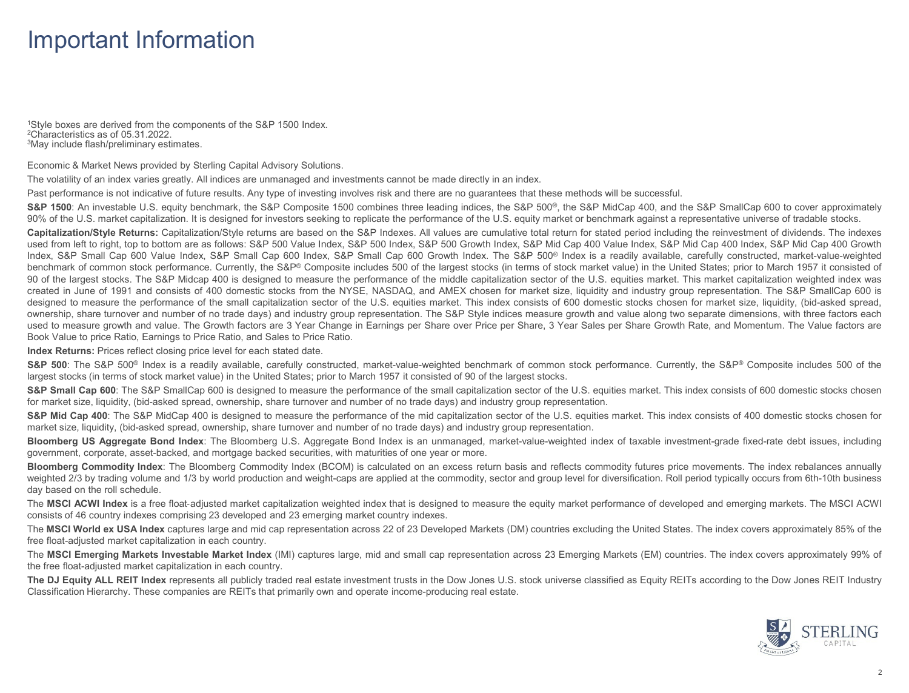# Important Information

[1]Style boxes are derived from the components of the S&P 1500 Index.
[2]Characteristics as of 05.31.2022.
[3]May include flash/preliminary estimates.

Economic & Market News provided by Sterling Capital Advisory Solutions.

The volatility of an index varies greatly. All indices are unmanaged and investments cannot be made directly in an index.

Past performance is not indicative of future results. Any type of investing involves risk and there are no guarantees that these methods will be successful.

**S&P 1500**: An investable U.S. equity benchmark, the S&P Composite 1500 combines three leading indices, the S&P 500®, the S&P MidCap 400, and the S&P SmallCap 600 to cover approximately 90% of the U.S. market capitalization. It is designed for investors seeking to replicate the performance of the U.S. equity market or benchmark against a representative universe of tradable stocks.

**Capitalization/Style Returns:** Capitalization/Style returns are based on the S&P Indexes. All values are cumulative total return for stated period including the reinvestment of dividends. The indexes used from left to right, top to bottom are as follows: S&P 500 Value Index, S&P 500 Index, S&P 500 Growth Index, S&P Mid Cap 400 Value Index, S&P Mid Cap 400 Index, S&P Mid Cap 400 Growth Index, S&P Small Cap 600 Value Index, S&P Small Cap 600 Index, S&P Small Cap 600 Growth Index. The S&P 500® Index is a readily available, carefully constructed, market-value-weighted benchmark of common stock performance. Currently, the S&P® Composite includes 500 of the largest stocks (in terms of stock market value) in the United States; prior to March 1957 it consisted of 90 of the largest stocks. The S&P Midcap 400 is designed to measure the performance of the middle capitalization sector of the U.S. equities market. This market capitalization weighted index was created in June of 1991 and consists of 400 domestic stocks from the NYSE, NASDAQ, and AMEX chosen for market size, liquidity and industry group representation. The S&P SmallCap 600 is designed to measure the performance of the small capitalization sector of the U.S. equities market. This index consists of 600 domestic stocks chosen for market size, liquidity, (bid-asked spread, ownership, share turnover and number of no trade days) and industry group representation. The S&P Style indices measure growth and value along two separate dimensions, with three factors each used to measure growth and value. The Growth factors are 3 Year Change in Earnings per Share over Price per Share, 3 Year Sales per Share Growth Rate, and Momentum. The Value factors are Book Value to price Ratio, Earnings to Price Ratio, and Sales to Price Ratio.

**Index Returns:** Prices reflect closing price level for each stated date.

**S&P 500**: The S&P 500® Index is a readily available, carefully constructed, market-value-weighted benchmark of common stock performance. Currently, the S&P® Composite includes 500 of the largest stocks (in terms of stock market value) in the United States; prior to March 1957 it consisted of 90 of the largest stocks.

**S&P Small Cap 600**: The S&P SmallCap 600 is designed to measure the performance of the small capitalization sector of the U.S. equities market. This index consists of 600 domestic stocks chosen for market size, liquidity, (bid-asked spread, ownership, share turnover and number of no trade days) and industry group representation.

**S&P Mid Cap 400**: The S&P MidCap 400 is designed to measure the performance of the mid capitalization sector of the U.S. equities market. This index consists of 400 domestic stocks chosen for market size, liquidity, (bid-asked spread, ownership, share turnover and number of no trade days) and industry group representation.

**Bloomberg US Aggregate Bond Index**: The Bloomberg U.S. Aggregate Bond Index is an unmanaged, market-value-weighted index of taxable investment-grade fixed-rate debt issues, including government, corporate, asset-backed, and mortgage backed securities, with maturities of one year or more.

**Bloomberg Commodity Index**: The Bloomberg Commodity Index (BCOM) is calculated on an excess return basis and reflects commodity futures price movements. The index rebalances annually weighted 2/3 by trading volume and 1/3 by world production and weight-caps are applied at the commodity, sector and group level for diversification. Roll period typically occurs from 6th-10th business day based on the roll schedule.

The **MSCI ACWI Index** is a free float-adjusted market capitalization weighted index that is designed to measure the equity market performance of developed and emerging markets. The MSCI ACWI consists of 46 country indexes comprising 23 developed and 23 emerging market country indexes.

The **MSCI World ex USA Index** captures large and mid cap representation across 22 of 23 Developed Markets (DM) countries excluding the United States. The index covers approximately 85% of the free float-adjusted market capitalization in each country.

The **MSCI Emerging Markets Investable Market Index** (IMI) captures large, mid and small cap representation across 23 Emerging Markets (EM) countries. The index covers approximately 99% of the free float-adjusted market capitalization in each country.

**The DJ Equity ALL REIT Index** represents all publicly traded real estate investment trusts in the Dow Jones U.S. stock universe classified as Equity REITs according to the Dow Jones REIT Industry Classification Hierarchy. These companies are REITs that primarily own and operate income-producing real estate.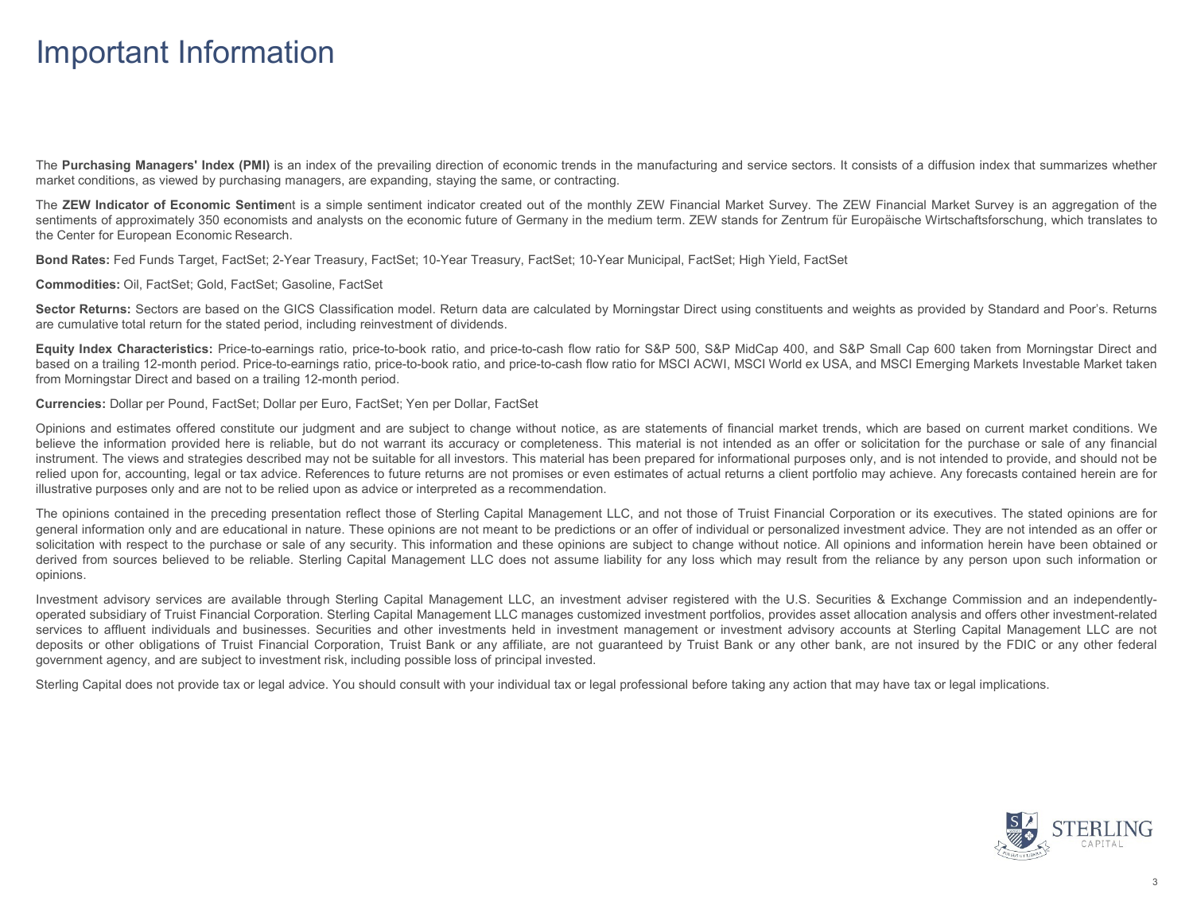# Important Information

The **Purchasing Managers' Index (PMI)** is an index of the prevailing direction of economic trends in the manufacturing and service sectors. It consists of a diffusion index that summarizes whether market conditions, as viewed by purchasing managers, are expanding, staying the same, or contracting.

The **ZEW Indicator of Economic Sentime**nt is a simple sentiment indicator created out of the monthly ZEW Financial Market Survey. The ZEW Financial Market Survey is an aggregation of the sentiments of approximately 350 economists and analysts on the economic future of Germany in the medium term. ZEW stands for Zentrum für Europäische Wirtschaftsforschung, which translates to the Center for European Economic Research.

**Bond Rates:** Fed Funds Target, FactSet; 2-Year Treasury, FactSet; 10-Year Treasury, FactSet; 10-Year Municipal, FactSet; High Yield, FactSet

**Commodities:** Oil, FactSet; Gold, FactSet; Gasoline, FactSet

**Sector Returns:** Sectors are based on the GICS Classification model. Return data are calculated by Morningstar Direct using constituents and weights as provided by Standard and Poor's. Returns are cumulative total return for the stated period, including reinvestment of dividends.

**Equity Index Characteristics:** Price-to-earnings ratio, price-to-book ratio, and price-to-cash flow ratio for S&P 500, S&P MidCap 400, and S&P Small Cap 600 taken from Morningstar Direct and based on a trailing 12-month period. Price-to-earnings ratio, price-to-book ratio, and price-to-cash flow ratio for MSCI ACWI, MSCI World ex USA, and MSCI Emerging Markets Investable Market taken from Morningstar Direct and based on a trailing 12-month period.

**Currencies:** Dollar per Pound, FactSet; Dollar per Euro, FactSet; Yen per Dollar, FactSet

Opinions and estimates offered constitute our judgment and are subject to change without notice, as are statements of financial market trends, which are based on current market conditions. We believe the information provided here is reliable, but do not warrant its accuracy or completeness. This material is not intended as an offer or solicitation for the purchase or sale of any financial instrument. The views and strategies described may not be suitable for all investors. This material has been prepared for informational purposes only, and is not intended to provide, and should not be relied upon for, accounting, legal or tax advice. References to future returns are not promises or even estimates of actual returns a client portfolio may achieve. Any forecasts contained herein are for illustrative purposes only and are not to be relied upon as advice or interpreted as a recommendation.

The opinions contained in the preceding presentation reflect those of Sterling Capital Management LLC, and not those of Truist Financial Corporation or its executives. The stated opinions are for general information only and are educational in nature. These opinions are not meant to be predictions or an offer of individual or personalized investment advice. They are not intended as an offer or solicitation with respect to the purchase or sale of any security. This information and these opinions are subject to change without notice. All opinions and information herein have been obtained or derived from sources believed to be reliable. Sterling Capital Management LLC does not assume liability for any loss which may result from the reliance by any person upon such information or opinions.

Investment advisory services are available through Sterling Capital Management LLC, an investment adviser registered with the U.S. Securities & Exchange Commission and an independently-operated subsidiary of Truist Financial Corporation. Sterling Capital Management LLC manages customized investment portfolios, provides asset allocation analysis and offers other investment-related services to affluent individuals and businesses. Securities and other investments held in investment management or investment advisory accounts at Sterling Capital Management LLC are not deposits or other obligations of Truist Financial Corporation, Truist Bank or any affiliate, are not guaranteed by Truist Bank or any other bank, are not insured by the FDIC or any other federal government agency, and are subject to investment risk, including possible loss of principal invested.

Sterling Capital does not provide tax or legal advice. You should consult with your individual tax or legal professional before taking any action that may have tax or legal implications.